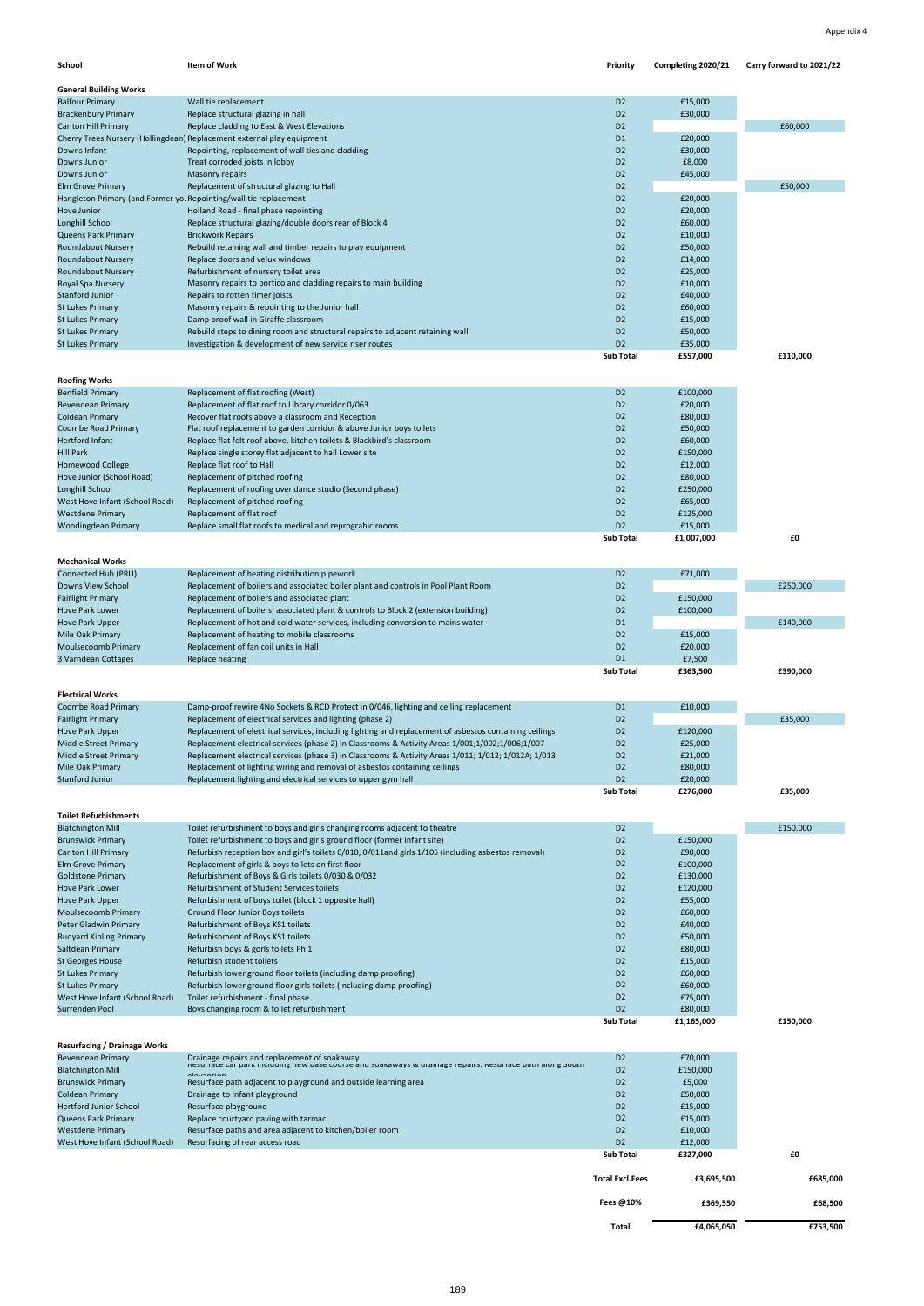Appendix 4

| School | Item of Work | Priority | Completing 2020/21 | Carry forward to 2021/22 |
|---|---|---|---|---|
| **General Building Works** | | | | |
| Balfour Primary | Wall tie replacement | D2 | £15,000 | |
| Brackenbury Primary | Replace structural glazing in hall | D2 | £30,000 | |
| Carlton Hill Primary | Replace cladding to East & West Elevations | D2 | | £60,000 |
| Cherry Trees Nursery (Hollingdean) | Replacement external play equipment | D1 | £20,000 | |
| Downs Infant | Repointing, replacement of wall ties and cladding | D2 | £30,000 | |
| Downs Junior | Treat corroded joists in lobby | D2 | £8,000 | |
| Downs Junior | Masonry repairs | D2 | £45,000 | |
| Elm Grove Primary | Replacement of structural glazing to Hall | D2 | | £50,000 |
| Hangleton Primary (and Former you | Repointing/wall tie replacement | D2 | £20,000 | |
| Hove Junior | Holland Road - final phase repointing | D2 | £20,000 | |
| Longhill School | Replace structural glazing/double doors rear of Block 4 | D2 | £60,000 | |
| Queens Park Primary | Brickwork Repairs | D2 | £10,000 | |
| Roundabout Nursery | Rebuild retaining wall and timber repairs to play equipment | D2 | £50,000 | |
| Roundabout Nursery | Replace doors and velux windows | D2 | £14,000 | |
| Roundabout Nursery | Refurbishment of nursery toilet area | D2 | £25,000 | |
| Royal Spa Nursery | Masonry repairs to portico and cladding repairs to main building | D2 | £10,000 | |
| Stanford Junior | Repairs to rotten timer joists | D2 | £40,000 | |
| St Lukes Primary | Masonry repairs & repointing to the Junior hall | D2 | £60,000 | |
| St Lukes Primary | Damp proof wall in Giraffe classroom | D2 | £15,000 | |
| St Lukes Primary | Rebuild steps to dining room and structural repairs to adjacent retaining wall | D2 | £50,000 | |
| St Lukes Primary | Investigation & development of new service riser routes | D2 | £35,000 | |
| | | **Sub Total** | **£557,000** | **£110,000** |
| **Roofing Works** | | | | |
| Benfield Primary | Replacement of flat roofing (West) | D2 | £100,000 | |
| Bevendean Primary | Replacement of flat roof to Library corridor 0/063 | D2 | £20,000 | |
| Coldean Primary | Recover flat roofs above a classroom and Reception | D2 | £80,000 | |
| Coombe Road Primary | Flat roof replacement to garden corridor & above Junior boys toilets | D2 | £50,000 | |
| Hertford Infant | Replace flat felt roof above, kitchen toilets & Blackbird's classroom | D2 | £60,000 | |
| Hill Park | Replace single storey flat adjacent to hall Lower site | D2 | £150,000 | |
| Homewood College | Replace flat roof to Hall | D2 | £12,000 | |
| Hove Junior (School Road) | Replacement of pitched roofing | D2 | £80,000 | |
| Longhill School | Replacement of roofing over dance studio (Second phase) | D2 | £250,000 | |
| West Hove Infant (School Road) | Replacement of pitched roofing | D2 | £65,000 | |
| Westdene Primary | Replacement of flat roof | D2 | £125,000 | |
| Woodingdean Primary | Replace small flat roofs to medical and reprograhic rooms | D2 | £15,000 | |
| | | **Sub Total** | **£1,007,000** | **£0** |
| **Mechanical Works** | | | | |
| Connected Hub (PRU) | Replacement of heating distribution pipework | D2 | £71,000 | |
| Downs View School | Replacement of boilers and associated boiler plant and controls in Pool Plant Room | D2 | | £250,000 |
| Fairlight Primary | Replacement of boilers and associated plant | D2 | £150,000 | |
| Hove Park Lower | Replacement of boilers, associated plant & controls to Block 2 (extension building) | D2 | £100,000 | |
| Hove Park Upper | Replacement of hot and cold water services, including conversion to mains water | D1 | | £140,000 |
| Mile Oak Primary | Replacement of heating to mobile classrooms | D2 | £15,000 | |
| Moulsecoomb Primary | Replacement of fan coil units in Hall | D2 | £20,000 | |
| 3 Varndean Cottages | Replace heating | D1 | £7,500 | |
| | | **Sub Total** | **£363,500** | **£390,000** |
| **Electrical Works** | | | | |
| Coombe Road Primary | Damp-proof rewire 4No Sockets & RCD Protect in 0/046, lighting and ceiling replacement | D1 | £10,000 | |
| Fairlight Primary | Replacement of electrical services and lighting (phase 2) | D2 | | £35,000 |
| Hove Park Upper | Replacement of electrical services, including lighting and replacement of asbestos containing ceilings | D2 | £120,000 | |
| Middle Street Primary | Replacement electrical services (phase 2) in Classrooms & Activity Areas 1/001;1/002;1/006;1/007 | D2 | £25,000 | |
| Middle Street Primary | Replacement electrical services (phase 3) in Classrooms & Activity Areas 1/011; 1/012; 1/012A; 1/013 | D2 | £21,000 | |
| Mile Oak Primary | Replacement of lighting wiring and removal of asbestos containing ceilings | D2 | £80,000 | |
| Stanford Junior | Replacement lighting and electrical services to upper gym hall | D2 | £20,000 | |
| | | **Sub Total** | **£276,000** | **£35,000** |
| **Toilet Refurbishments** | | | | |
| Blatchington Mill | Toilet refurbishment to boys and girls changing rooms adjacent to theatre | D2 | | £150,000 |
| Brunswick Primary | Toilet refurbishment to boys and girls ground floor (former infant site) | D2 | £150,000 | |
| Carlton Hill Primary | Refurbish reception boy and girl's toilets 0/010, 0/011and girls 1/105 (including asbestos removal) | D2 | £90,000 | |
| Elm Grove Primary | Replacement of girls & boys toilets on first floor | D2 | £100,000 | |
| Goldstone Primary | Refurbishment of Boys & Girls toilets 0/030 & 0/032 | D2 | £130,000 | |
| Hove Park Lower | Refurbishment of Student Services toilets | D2 | £120,000 | |
| Hove Park Upper | Refurbishment of boys toilet (block 1 opposite hall) | D2 | £55,000 | |
| Moulsecoomb Primary | Ground Floor Junior Boys toilets | D2 | £60,000 | |
| Peter Gladwin Primary | Refurbishment of Boys KS1 toilets | D2 | £40,000 | |
| Rudyard Kipling Primary | Refurbishment of Boys KS1 toilets | D2 | £50,000 | |
| Saltdean Primary | Refurbish boys & gorls toilets Ph 1 | D2 | £80,000 | |
| St Georges House | Refurbish student toilets | D2 | £15,000 | |
| St Lukes Primary | Refurbish lower ground floor toilets (including damp proofing) | D2 | £60,000 | |
| St Lukes Primary | Refurbish lower ground floor girls toilets (including damp proofing) | D2 | £60,000 | |
| West Hove Infant (School Road) | Toilet refurbishment - final phase | D2 | £75,000 | |
| Surrenden Pool | Boys changing room & toilet refurbishment | D2 | £80,000 | |
| | | **Sub Total** | **£1,165,000** | **£150,000** |
| **Resurfacing / Drainage Works** | | | | |
| Bevendean Primary | Drainage repairs and replacement of soakaway | D2 | £70,000 | |
| Blatchington Mill | Resurface car park including new base course and soakaways & drainage repairs. Resurface path along South elevation | D2 | £150,000 | |
| Brunswick Primary | Resurface path adjacent to playground and outside learning area | D2 | £5,000 | |
| Coldean Primary | Drainage to Infant playground | D2 | £50,000 | |
| Hertford Junior School | Resurface playground | D2 | £15,000 | |
| Queens Park Primary | Replace courtyard paving with tarmac | D2 | £15,000 | |
| Westdene Primary | Resurface paths and area adjacent to kitchen/boiler room | D2 | £10,000 | |
| West Hove Infant (School Road) | Resurfacing of rear access road | D2 | £12,000 | |
| | | **Sub Total** | **£327,000** | **£0** |
| | | **Total Excl.Fees** | **£3,695,500** | **£685,000** |
| | | **Fees @10%** | **£369,550** | **£68,500** |
| | | **Total** | **£4,065,050** | **£753,500** |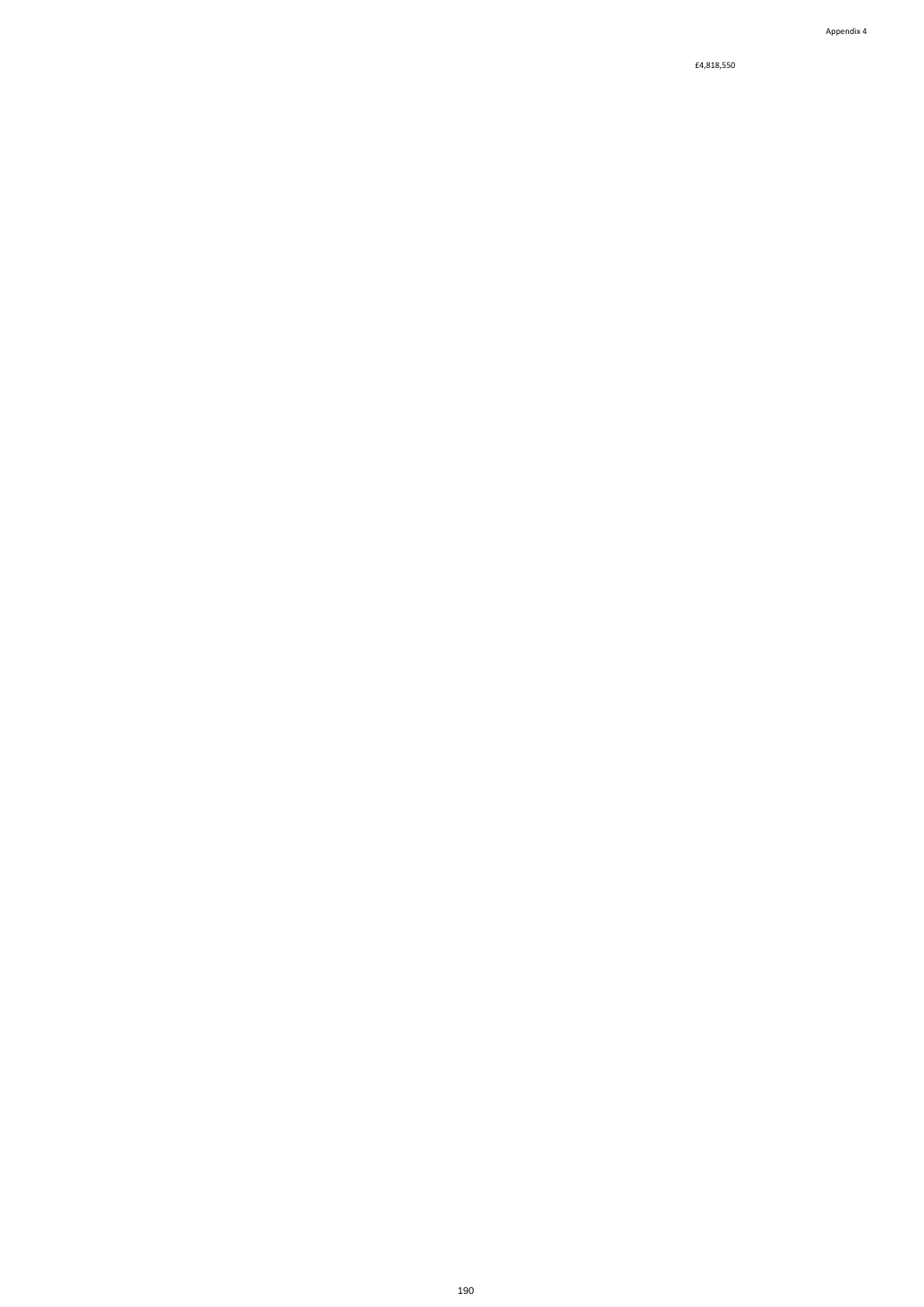£4,818,550